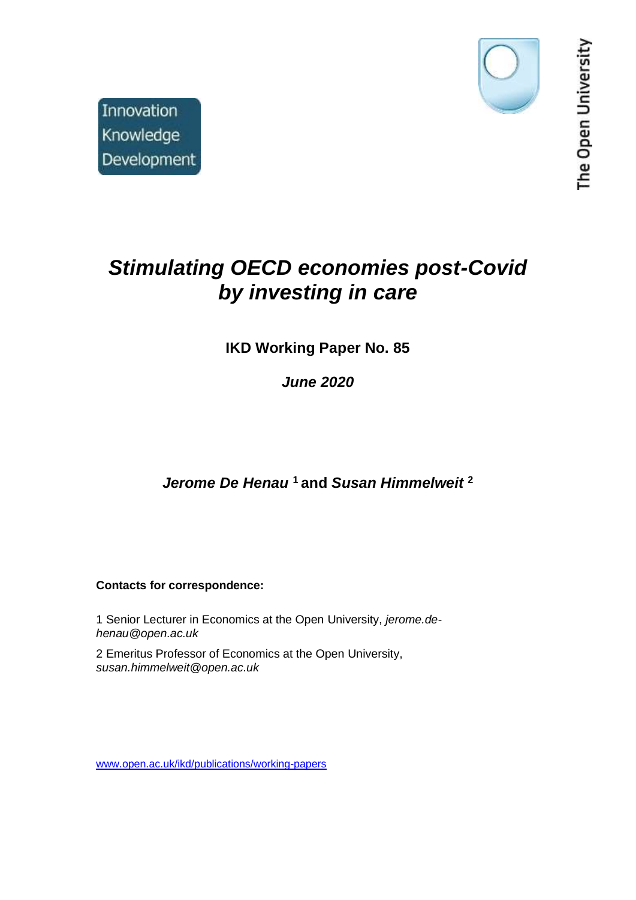Innovation Knowledge Development

The Open University

# *Stimulating OECD economies post-Covid by investing in care*

**IKD Working Paper No. 85**

***June 2020***

***Jerome De Henau*** [1] **and** ***Susan Himmelweit*** [2]

**Contacts for correspondence:**

1 Senior Lecturer in Economics at the Open University, *jerome.de-henau@open.ac.uk*

2 Emeritus Professor of Economics at the Open University, *susan.himmelweit@open.ac.uk*

www.open.ac.uk/ikd/publications/working-papers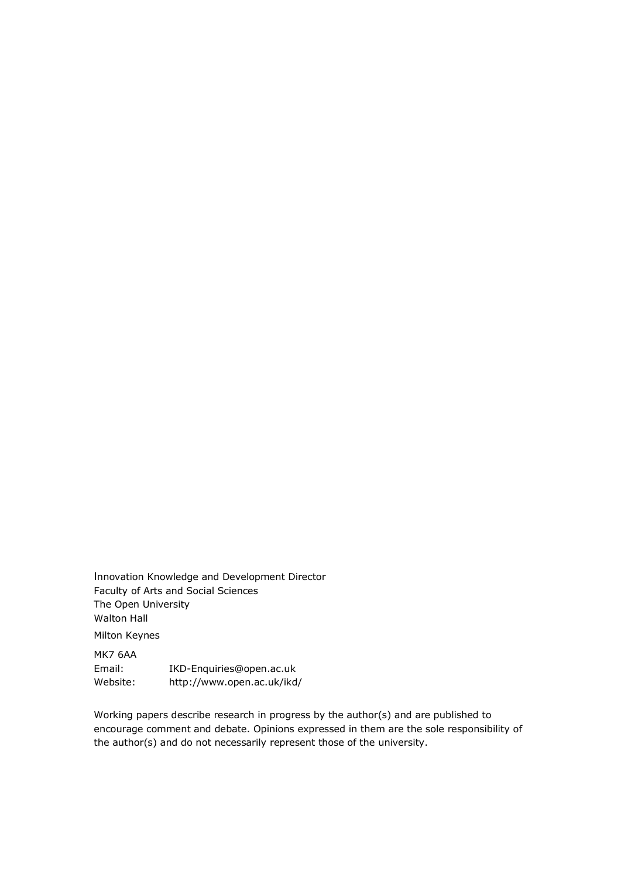Innovation Knowledge and Development Director
Faculty of Arts and Social Sciences
The Open University
Walton Hall

Milton Keynes

MK7 6AA
Email: IKD-Enquiries@open.ac.uk
Website: http://www.open.ac.uk/ikd/

Working papers describe research in progress by the author(s) and are published to encourage comment and debate. Opinions expressed in them are the sole responsibility of the author(s) and do not necessarily represent those of the university.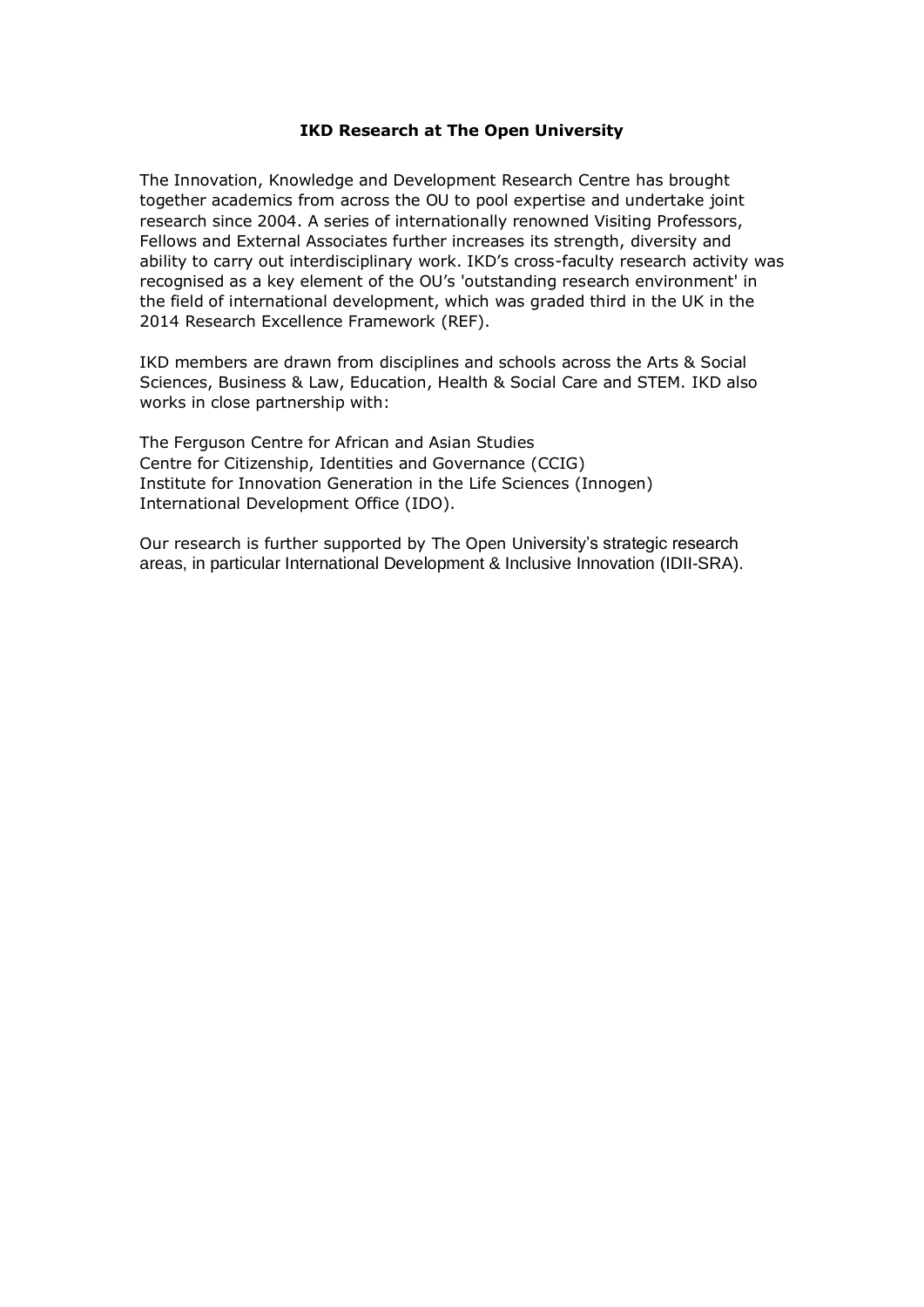## IKD Research at The Open University

The Innovation, Knowledge and Development Research Centre has brought together academics from across the OU to pool expertise and undertake joint research since 2004. A series of internationally renowned Visiting Professors, Fellows and External Associates further increases its strength, diversity and ability to carry out interdisciplinary work. IKD's cross-faculty research activity was recognised as a key element of the OU's 'outstanding research environment' in the field of international development, which was graded third in the UK in the 2014 Research Excellence Framework (REF).

IKD members are drawn from disciplines and schools across the Arts & Social Sciences, Business & Law, Education, Health & Social Care and STEM. IKD also works in close partnership with:

The Ferguson Centre for African and Asian Studies
Centre for Citizenship, Identities and Governance (CCIG)
Institute for Innovation Generation in the Life Sciences (Innogen)
International Development Office (IDO).

Our research is further supported by The Open University's strategic research areas, in particular International Development & Inclusive Innovation (IDII-SRA).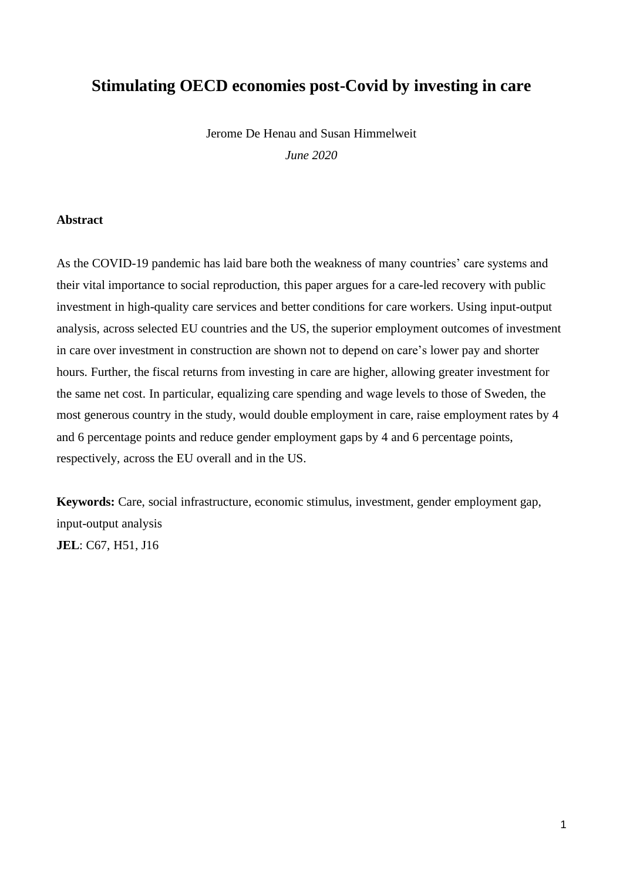# Stimulating OECD economies post-Covid by investing in care

Jerome De Henau and Susan Himmelweit

*June 2020*

**Abstract**

As the COVID-19 pandemic has laid bare both the weakness of many countries' care systems and their vital importance to social reproduction, this paper argues for a care-led recovery with public investment in high-quality care services and better conditions for care workers. Using input-output analysis, across selected EU countries and the US, the superior employment outcomes of investment in care over investment in construction are shown not to depend on care's lower pay and shorter hours. Further, the fiscal returns from investing in care are higher, allowing greater investment for the same net cost. In particular, equalizing care spending and wage levels to those of Sweden, the most generous country in the study, would double employment in care, raise employment rates by 4 and 6 percentage points and reduce gender employment gaps by 4 and 6 percentage points, respectively, across the EU overall and in the US.

**Keywords:** Care, social infrastructure, economic stimulus, investment, gender employment gap, input-output analysis

**JEL**: C67, H51, J16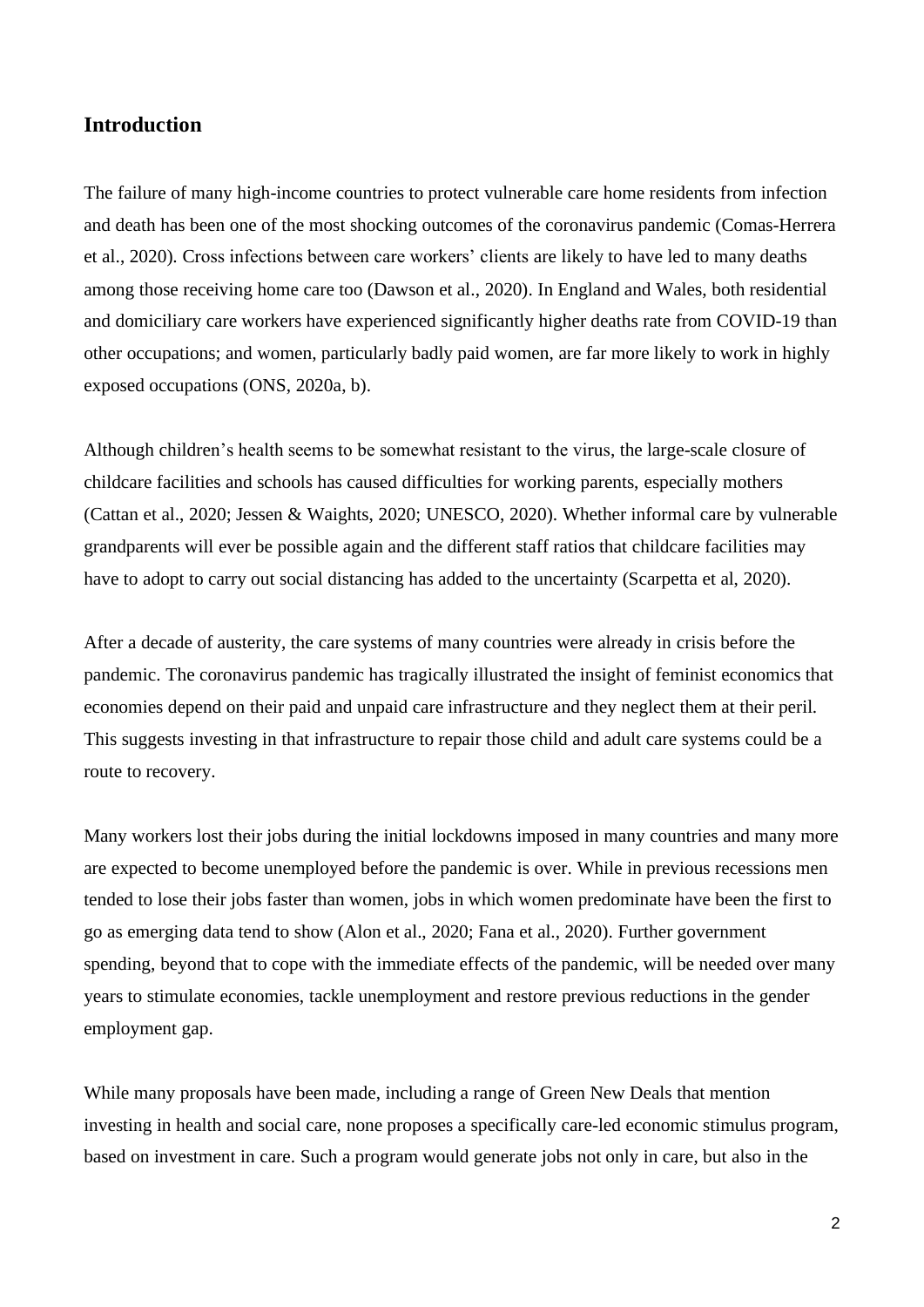## Introduction

The failure of many high-income countries to protect vulnerable care home residents from infection and death has been one of the most shocking outcomes of the coronavirus pandemic (Comas-Herrera et al., 2020). Cross infections between care workers' clients are likely to have led to many deaths among those receiving home care too (Dawson et al., 2020). In England and Wales, both residential and domiciliary care workers have experienced significantly higher deaths rate from COVID-19 than other occupations; and women, particularly badly paid women, are far more likely to work in highly exposed occupations (ONS, 2020a, b).

Although children's health seems to be somewhat resistant to the virus, the large-scale closure of childcare facilities and schools has caused difficulties for working parents, especially mothers (Cattan et al., 2020; Jessen & Waights, 2020; UNESCO, 2020). Whether informal care by vulnerable grandparents will ever be possible again and the different staff ratios that childcare facilities may have to adopt to carry out social distancing has added to the uncertainty (Scarpetta et al, 2020).

After a decade of austerity, the care systems of many countries were already in crisis before the pandemic. The coronavirus pandemic has tragically illustrated the insight of feminist economics that economies depend on their paid and unpaid care infrastructure and they neglect them at their peril. This suggests investing in that infrastructure to repair those child and adult care systems could be a route to recovery.

Many workers lost their jobs during the initial lockdowns imposed in many countries and many more are expected to become unemployed before the pandemic is over. While in previous recessions men tended to lose their jobs faster than women, jobs in which women predominate have been the first to go as emerging data tend to show (Alon et al., 2020; Fana et al., 2020). Further government spending, beyond that to cope with the immediate effects of the pandemic, will be needed over many years to stimulate economies, tackle unemployment and restore previous reductions in the gender employment gap.

While many proposals have been made, including a range of Green New Deals that mention investing in health and social care, none proposes a specifically care-led economic stimulus program, based on investment in care. Such a program would generate jobs not only in care, but also in the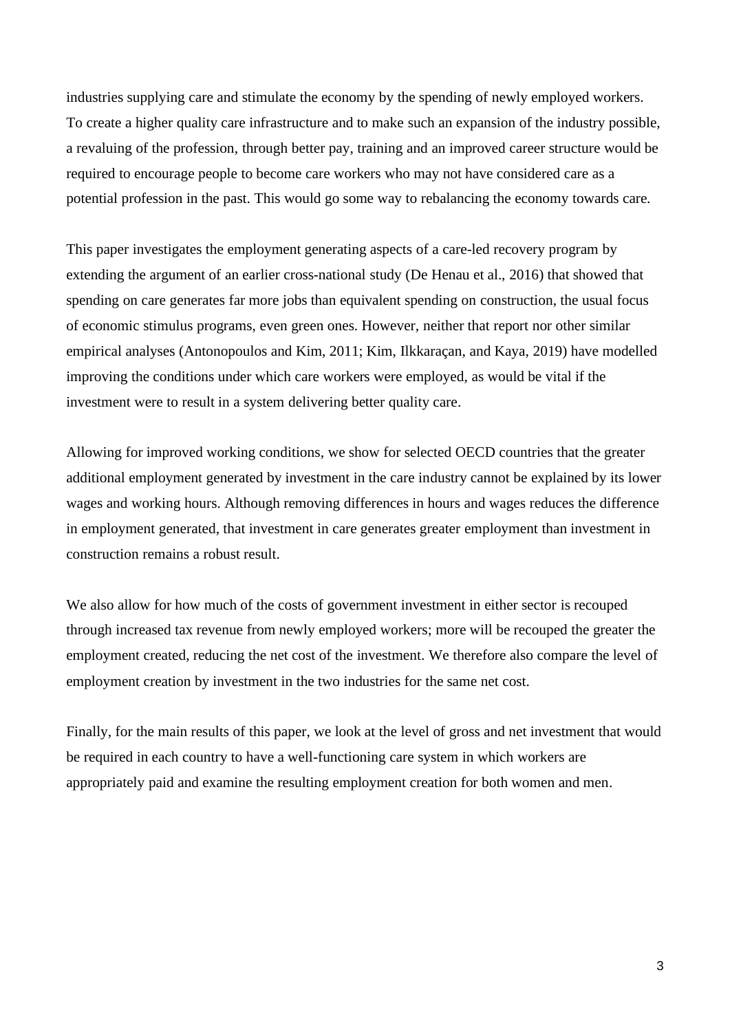industries supplying care and stimulate the economy by the spending of newly employed workers. To create a higher quality care infrastructure and to make such an expansion of the industry possible, a revaluing of the profession, through better pay, training and an improved career structure would be required to encourage people to become care workers who may not have considered care as a potential profession in the past. This would go some way to rebalancing the economy towards care.

This paper investigates the employment generating aspects of a care-led recovery program by extending the argument of an earlier cross-national study (De Henau et al., 2016) that showed that spending on care generates far more jobs than equivalent spending on construction, the usual focus of economic stimulus programs, even green ones. However, neither that report nor other similar empirical analyses (Antonopoulos and Kim, 2011; Kim, Ilkkaraçan, and Kaya, 2019) have modelled improving the conditions under which care workers were employed, as would be vital if the investment were to result in a system delivering better quality care.

Allowing for improved working conditions, we show for selected OECD countries that the greater additional employment generated by investment in the care industry cannot be explained by its lower wages and working hours. Although removing differences in hours and wages reduces the difference in employment generated, that investment in care generates greater employment than investment in construction remains a robust result.

We also allow for how much of the costs of government investment in either sector is recouped through increased tax revenue from newly employed workers; more will be recouped the greater the employment created, reducing the net cost of the investment. We therefore also compare the level of employment creation by investment in the two industries for the same net cost.

Finally, for the main results of this paper, we look at the level of gross and net investment that would be required in each country to have a well-functioning care system in which workers are appropriately paid and examine the resulting employment creation for both women and men.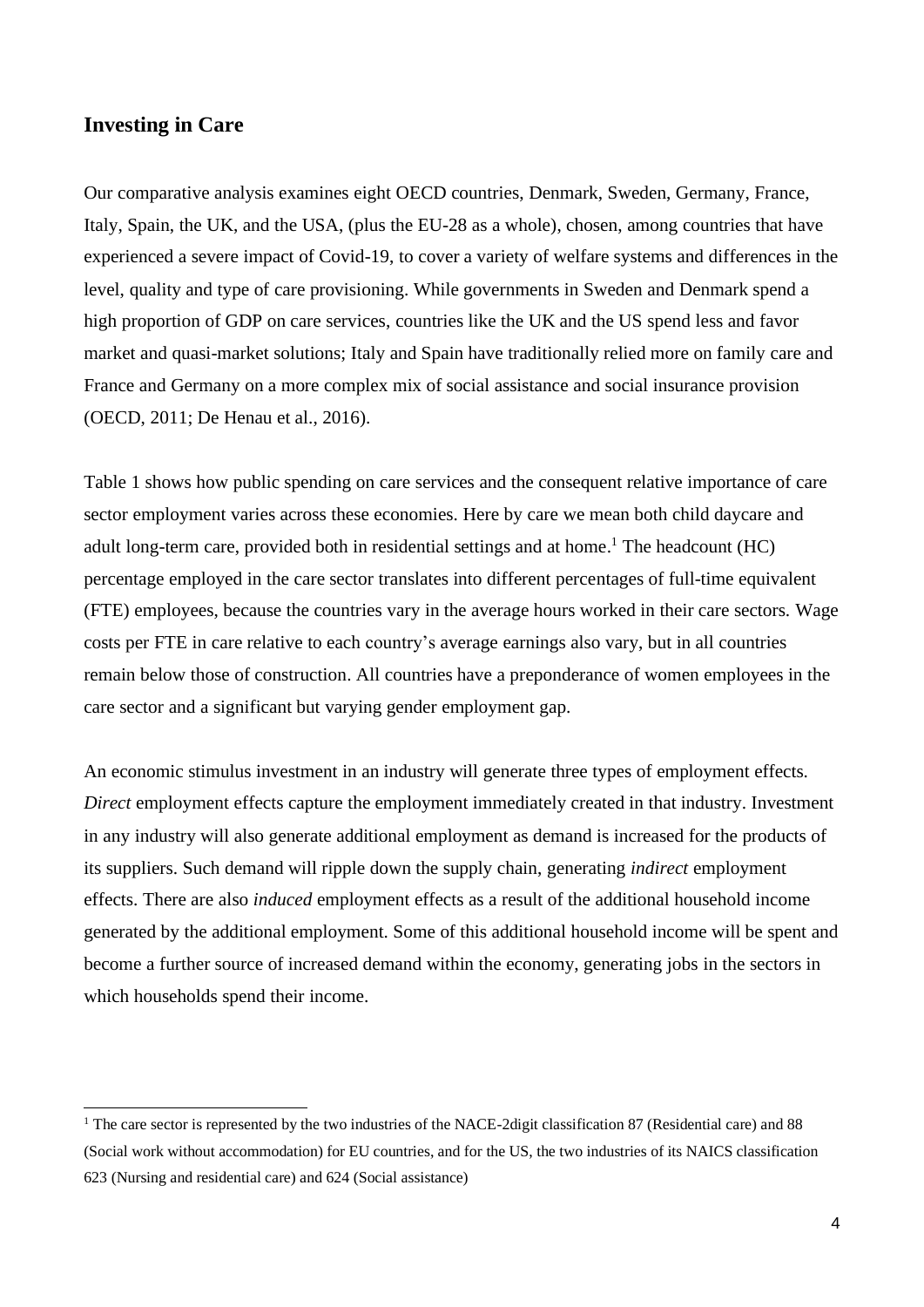## Investing in Care

Our comparative analysis examines eight OECD countries, Denmark, Sweden, Germany, France, Italy, Spain, the UK, and the USA, (plus the EU-28 as a whole), chosen, among countries that have experienced a severe impact of Covid-19, to cover a variety of welfare systems and differences in the level, quality and type of care provisioning. While governments in Sweden and Denmark spend a high proportion of GDP on care services, countries like the UK and the US spend less and favor market and quasi-market solutions; Italy and Spain have traditionally relied more on family care and France and Germany on a more complex mix of social assistance and social insurance provision (OECD, 2011; De Henau et al., 2016).

Table 1 shows how public spending on care services and the consequent relative importance of care sector employment varies across these economies. Here by care we mean both child daycare and adult long-term care, provided both in residential settings and at home.[1] The headcount (HC) percentage employed in the care sector translates into different percentages of full-time equivalent (FTE) employees, because the countries vary in the average hours worked in their care sectors. Wage costs per FTE in care relative to each country's average earnings also vary, but in all countries remain below those of construction. All countries have a preponderance of women employees in the care sector and a significant but varying gender employment gap.

An economic stimulus investment in an industry will generate three types of employment effects. *Direct* employment effects capture the employment immediately created in that industry. Investment in any industry will also generate additional employment as demand is increased for the products of its suppliers. Such demand will ripple down the supply chain, generating *indirect* employment effects. There are also *induced* employment effects as a result of the additional household income generated by the additional employment. Some of this additional household income will be spent and become a further source of increased demand within the economy, generating jobs in the sectors in which households spend their income.

---

[1] The care sector is represented by the two industries of the NACE-2digit classification 87 (Residential care) and 88 (Social work without accommodation) for EU countries, and for the US, the two industries of its NAICS classification 623 (Nursing and residential care) and 624 (Social assistance)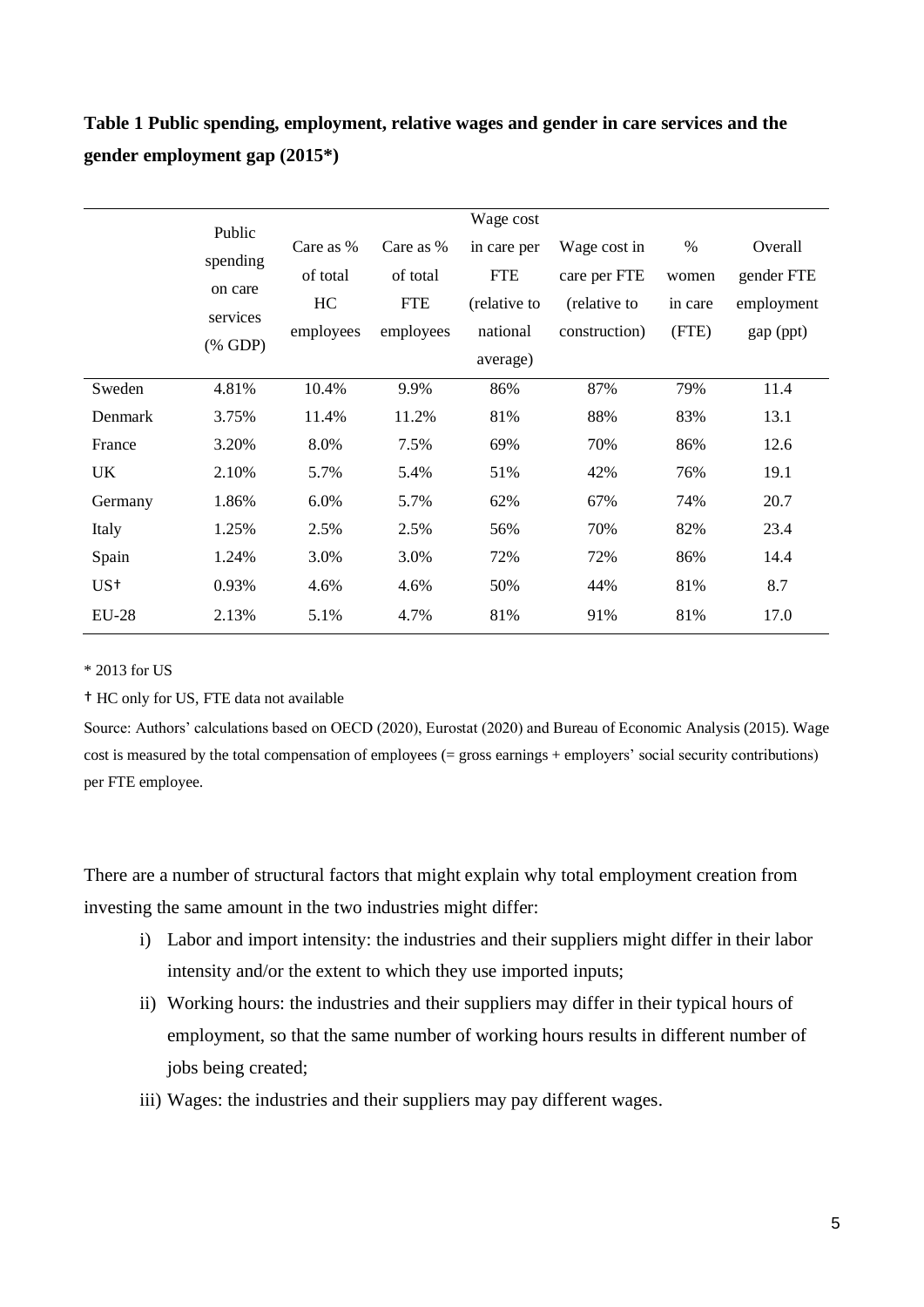**Table 1 Public spending, employment, relative wages and gender in care services and the gender employment gap (2015*)**

| | Public spending on care services (% GDP) | Care as % of total HC employees | Care as % of total FTE employees | Wage cost in care per FTE (relative to national average) | Wage cost in care per FTE (relative to construction) | % women in care (FTE) | Overall gender FTE employment gap (ppt) |
|---|---|---|---|---|---|---|---|
| Sweden | 4.81% | 10.4% | 9.9% | 86% | 87% | 79% | 11.4 |
| Denmark | 3.75% | 11.4% | 11.2% | 81% | 88% | 83% | 13.1 |
| France | 3.20% | 8.0% | 7.5% | 69% | 70% | 86% | 12.6 |
| UK | 2.10% | 5.7% | 5.4% | 51% | 42% | 76% | 19.1 |
| Germany | 1.86% | 6.0% | 5.7% | 62% | 67% | 74% | 20.7 |
| Italy | 1.25% | 2.5% | 2.5% | 56% | 70% | 82% | 23.4 |
| Spain | 1.24% | 3.0% | 3.0% | 72% | 72% | 86% | 14.4 |
| US† | 0.93% | 4.6% | 4.6% | 50% | 44% | 81% | 8.7 |
| EU-28 | 2.13% | 5.1% | 4.7% | 81% | 91% | 81% | 17.0 |

* 2013 for US

† HC only for US, FTE data not available

Source: Authors' calculations based on OECD (2020), Eurostat (2020) and Bureau of Economic Analysis (2015). Wage cost is measured by the total compensation of employees (= gross earnings + employers' social security contributions) per FTE employee.

There are a number of structural factors that might explain why total employment creation from investing the same amount in the two industries might differ:

i) Labor and import intensity: the industries and their suppliers might differ in their labor intensity and/or the extent to which they use imported inputs;
ii) Working hours: the industries and their suppliers may differ in their typical hours of employment, so that the same number of working hours results in different number of jobs being created;
iii) Wages: the industries and their suppliers may pay different wages.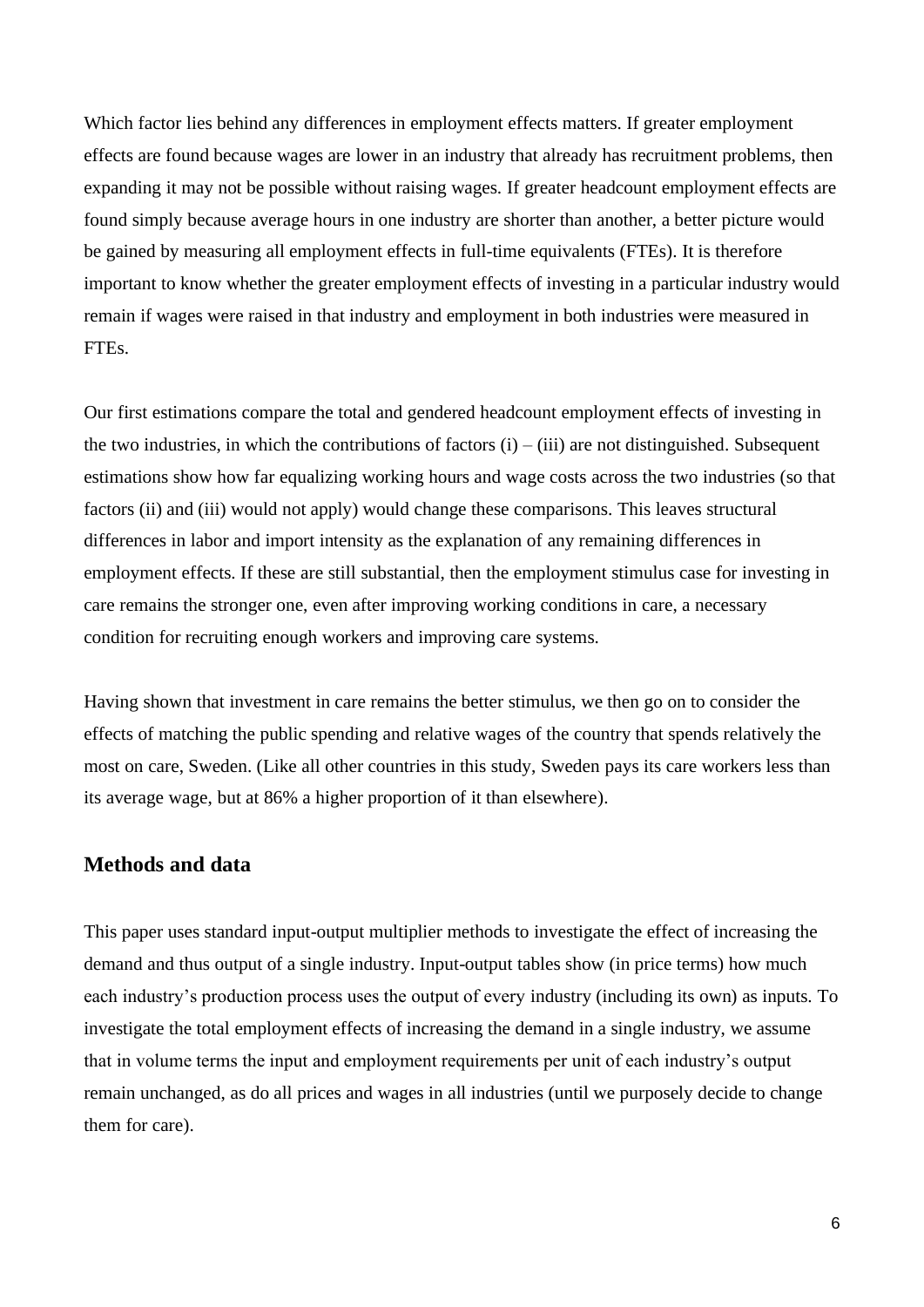Which factor lies behind any differences in employment effects matters. If greater employment effects are found because wages are lower in an industry that already has recruitment problems, then expanding it may not be possible without raising wages. If greater headcount employment effects are found simply because average hours in one industry are shorter than another, a better picture would be gained by measuring all employment effects in full-time equivalents (FTEs). It is therefore important to know whether the greater employment effects of investing in a particular industry would remain if wages were raised in that industry and employment in both industries were measured in FTEs.

Our first estimations compare the total and gendered headcount employment effects of investing in the two industries, in which the contributions of factors (i) – (iii) are not distinguished. Subsequent estimations show how far equalizing working hours and wage costs across the two industries (so that factors (ii) and (iii) would not apply) would change these comparisons. This leaves structural differences in labor and import intensity as the explanation of any remaining differences in employment effects. If these are still substantial, then the employment stimulus case for investing in care remains the stronger one, even after improving working conditions in care, a necessary condition for recruiting enough workers and improving care systems.

Having shown that investment in care remains the better stimulus, we then go on to consider the effects of matching the public spending and relative wages of the country that spends relatively the most on care, Sweden. (Like all other countries in this study, Sweden pays its care workers less than its average wage, but at 86% a higher proportion of it than elsewhere).

## Methods and data

This paper uses standard input-output multiplier methods to investigate the effect of increasing the demand and thus output of a single industry. Input-output tables show (in price terms) how much each industry's production process uses the output of every industry (including its own) as inputs. To investigate the total employment effects of increasing the demand in a single industry, we assume that in volume terms the input and employment requirements per unit of each industry's output remain unchanged, as do all prices and wages in all industries (until we purposely decide to change them for care).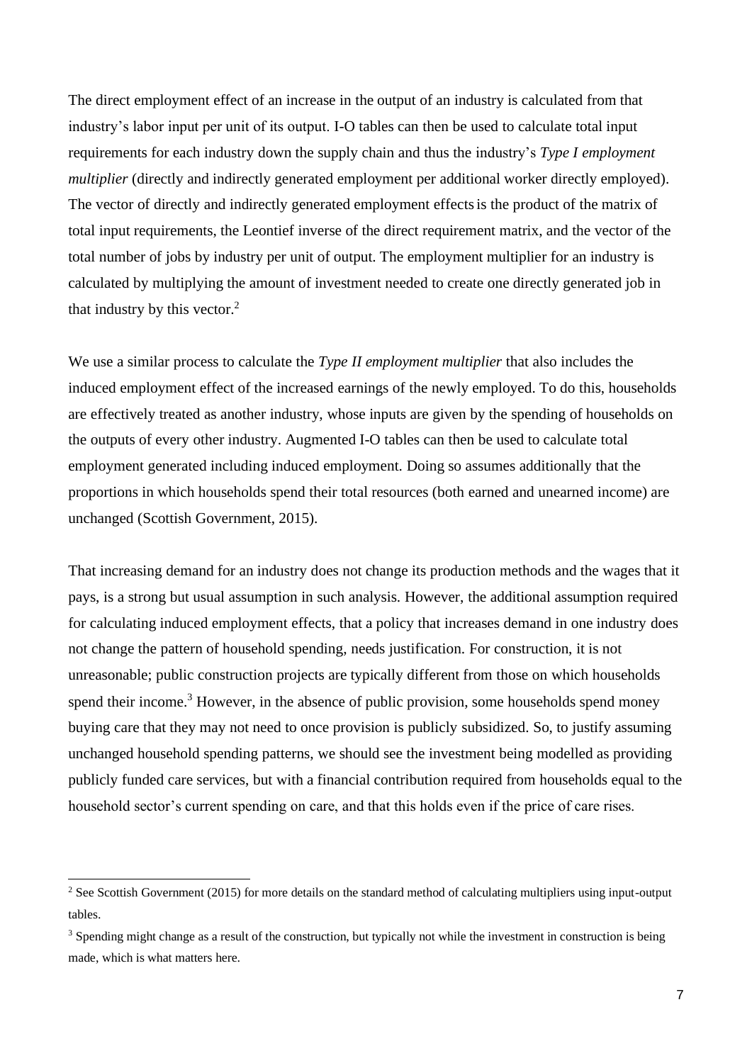The direct employment effect of an increase in the output of an industry is calculated from that industry's labor input per unit of its output. I-O tables can then be used to calculate total input requirements for each industry down the supply chain and thus the industry's *Type I employment multiplier* (directly and indirectly generated employment per additional worker directly employed). The vector of directly and indirectly generated employment effects is the product of the matrix of total input requirements, the Leontief inverse of the direct requirement matrix, and the vector of the total number of jobs by industry per unit of output. The employment multiplier for an industry is calculated by multiplying the amount of investment needed to create one directly generated job in that industry by this vector.[2]

We use a similar process to calculate the *Type II employment multiplier* that also includes the induced employment effect of the increased earnings of the newly employed. To do this, households are effectively treated as another industry, whose inputs are given by the spending of households on the outputs of every other industry. Augmented I-O tables can then be used to calculate total employment generated including induced employment. Doing so assumes additionally that the proportions in which households spend their total resources (both earned and unearned income) are unchanged (Scottish Government, 2015).

That increasing demand for an industry does not change its production methods and the wages that it pays, is a strong but usual assumption in such analysis. However, the additional assumption required for calculating induced employment effects, that a policy that increases demand in one industry does not change the pattern of household spending, needs justification. For construction, it is not unreasonable; public construction projects are typically different from those on which households spend their income.[3] However, in the absence of public provision, some households spend money buying care that they may not need to once provision is publicly subsidized. So, to justify assuming unchanged household spending patterns, we should see the investment being modelled as providing publicly funded care services, but with a financial contribution required from households equal to the household sector's current spending on care, and that this holds even if the price of care rises.

---

[2] See Scottish Government (2015) for more details on the standard method of calculating multipliers using input-output tables.

[3] Spending might change as a result of the construction, but typically not while the investment in construction is being made, which is what matters here.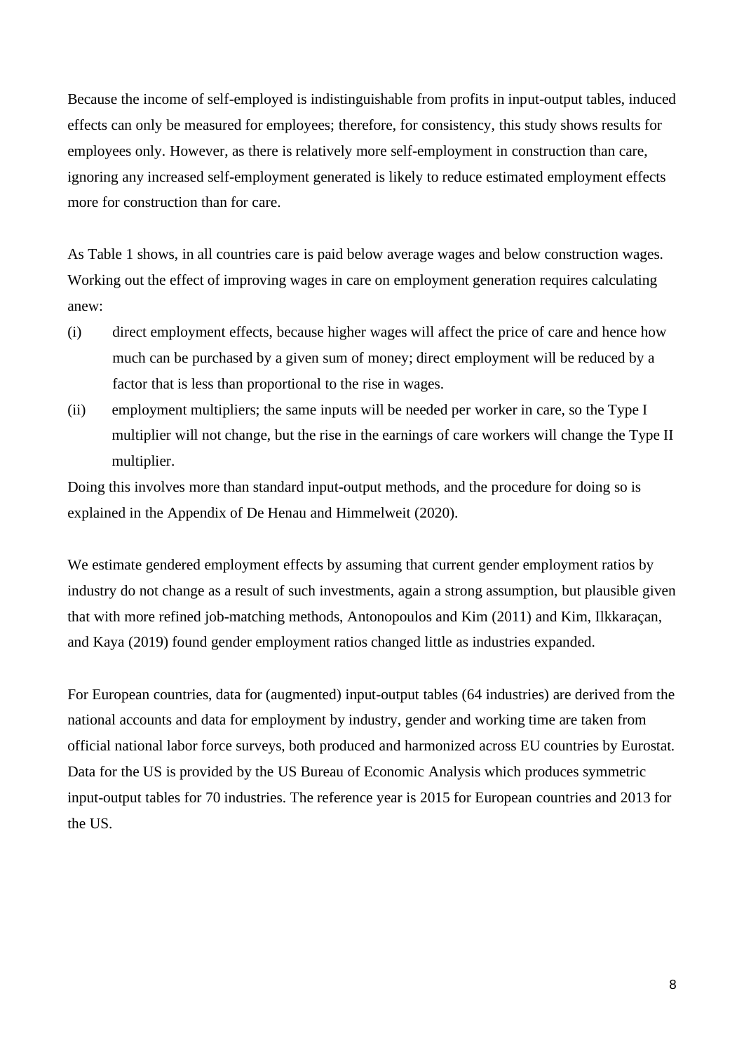Because the income of self-employed is indistinguishable from profits in input-output tables, induced effects can only be measured for employees; therefore, for consistency, this study shows results for employees only. However, as there is relatively more self-employment in construction than care, ignoring any increased self-employment generated is likely to reduce estimated employment effects more for construction than for care.

As Table 1 shows, in all countries care is paid below average wages and below construction wages. Working out the effect of improving wages in care on employment generation requires calculating anew:

(i) direct employment effects, because higher wages will affect the price of care and hence how much can be purchased by a given sum of money; direct employment will be reduced by a factor that is less than proportional to the rise in wages.

(ii) employment multipliers; the same inputs will be needed per worker in care, so the Type I multiplier will not change, but the rise in the earnings of care workers will change the Type II multiplier.

Doing this involves more than standard input-output methods, and the procedure for doing so is explained in the Appendix of De Henau and Himmelweit (2020).

We estimate gendered employment effects by assuming that current gender employment ratios by industry do not change as a result of such investments, again a strong assumption, but plausible given that with more refined job-matching methods, Antonopoulos and Kim (2011) and Kim, Ilkkaraçan, and Kaya (2019) found gender employment ratios changed little as industries expanded.

For European countries, data for (augmented) input-output tables (64 industries) are derived from the national accounts and data for employment by industry, gender and working time are taken from official national labor force surveys, both produced and harmonized across EU countries by Eurostat. Data for the US is provided by the US Bureau of Economic Analysis which produces symmetric input-output tables for 70 industries. The reference year is 2015 for European countries and 2013 for the US.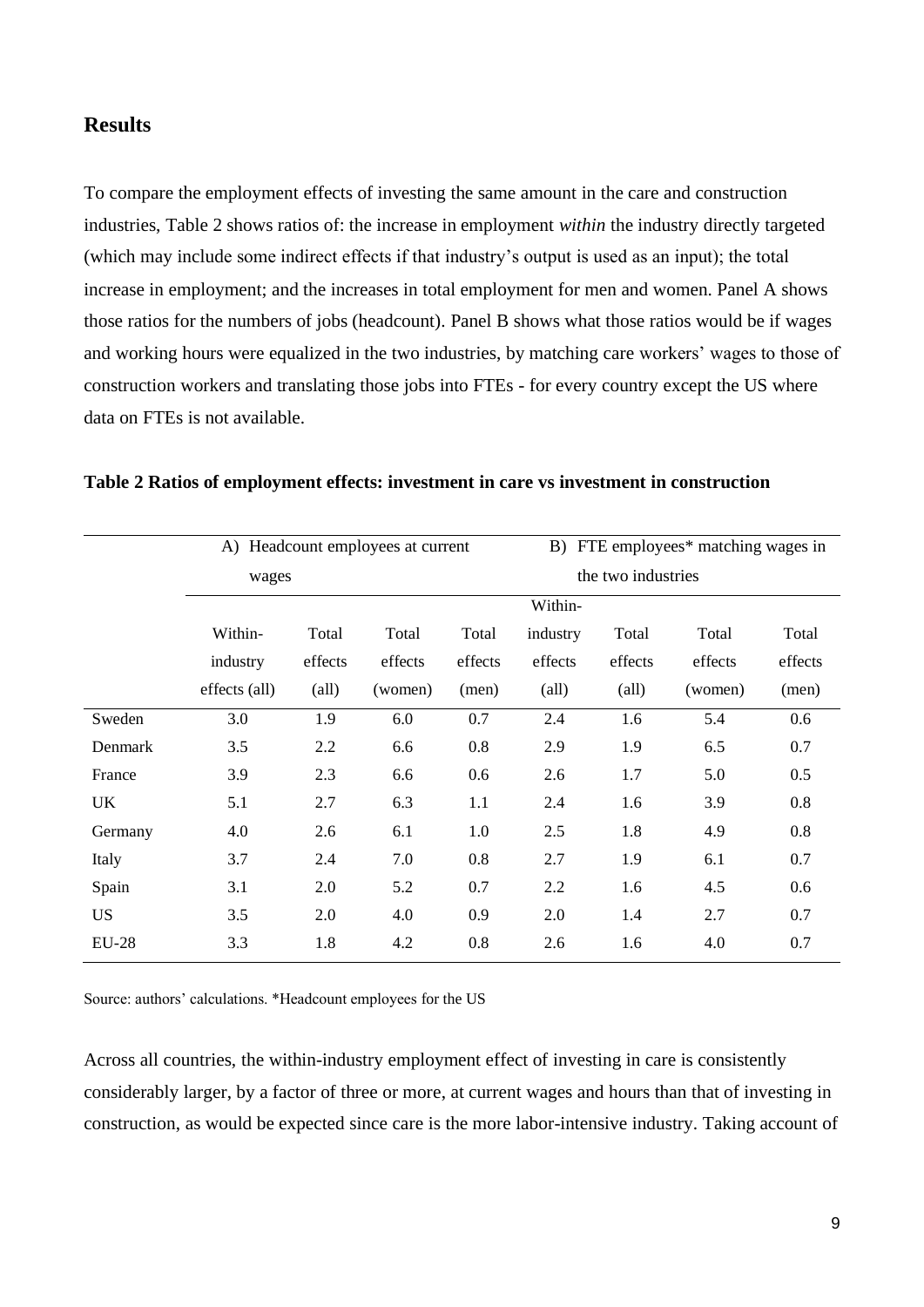## Results

To compare the employment effects of investing the same amount in the care and construction industries, Table 2 shows ratios of: the increase in employment *within* the industry directly targeted (which may include some indirect effects if that industry's output is used as an input); the total increase in employment; and the increases in total employment for men and women. Panel A shows those ratios for the numbers of jobs (headcount). Panel B shows what those ratios would be if wages and working hours were equalized in the two industries, by matching care workers' wages to those of construction workers and translating those jobs into FTEs - for every country except the US where data on FTEs is not available.

**Table 2 Ratios of employment effects: investment in care vs investment in construction**

| | A) Headcount employees at current wages | | | | B) FTE employees* matching wages in the two industries | | | |
|---|---|---|---|---|---|---|---|---|
| | Within-industry effects (all) | Total effects (all) | Total effects (women) | Total effects (men) | Within-industry effects (all) | Total effects (all) | Total effects (women) | Total effects (men) |
| Sweden | 3.0 | 1.9 | 6.0 | 0.7 | 2.4 | 1.6 | 5.4 | 0.6 |
| Denmark | 3.5 | 2.2 | 6.6 | 0.8 | 2.9 | 1.9 | 6.5 | 0.7 |
| France | 3.9 | 2.3 | 6.6 | 0.6 | 2.6 | 1.7 | 5.0 | 0.5 |
| UK | 5.1 | 2.7 | 6.3 | 1.1 | 2.4 | 1.6 | 3.9 | 0.8 |
| Germany | 4.0 | 2.6 | 6.1 | 1.0 | 2.5 | 1.8 | 4.9 | 0.8 |
| Italy | 3.7 | 2.4 | 7.0 | 0.8 | 2.7 | 1.9 | 6.1 | 0.7 |
| Spain | 3.1 | 2.0 | 5.2 | 0.7 | 2.2 | 1.6 | 4.5 | 0.6 |
| US | 3.5 | 2.0 | 4.0 | 0.9 | 2.0 | 1.4 | 2.7 | 0.7 |
| EU-28 | 3.3 | 1.8 | 4.2 | 0.8 | 2.6 | 1.6 | 4.0 | 0.7 |

Source: authors' calculations. *Headcount employees for the US

Across all countries, the within-industry employment effect of investing in care is consistently considerably larger, by a factor of three or more, at current wages and hours than that of investing in construction, as would be expected since care is the more labor-intensive industry. Taking account of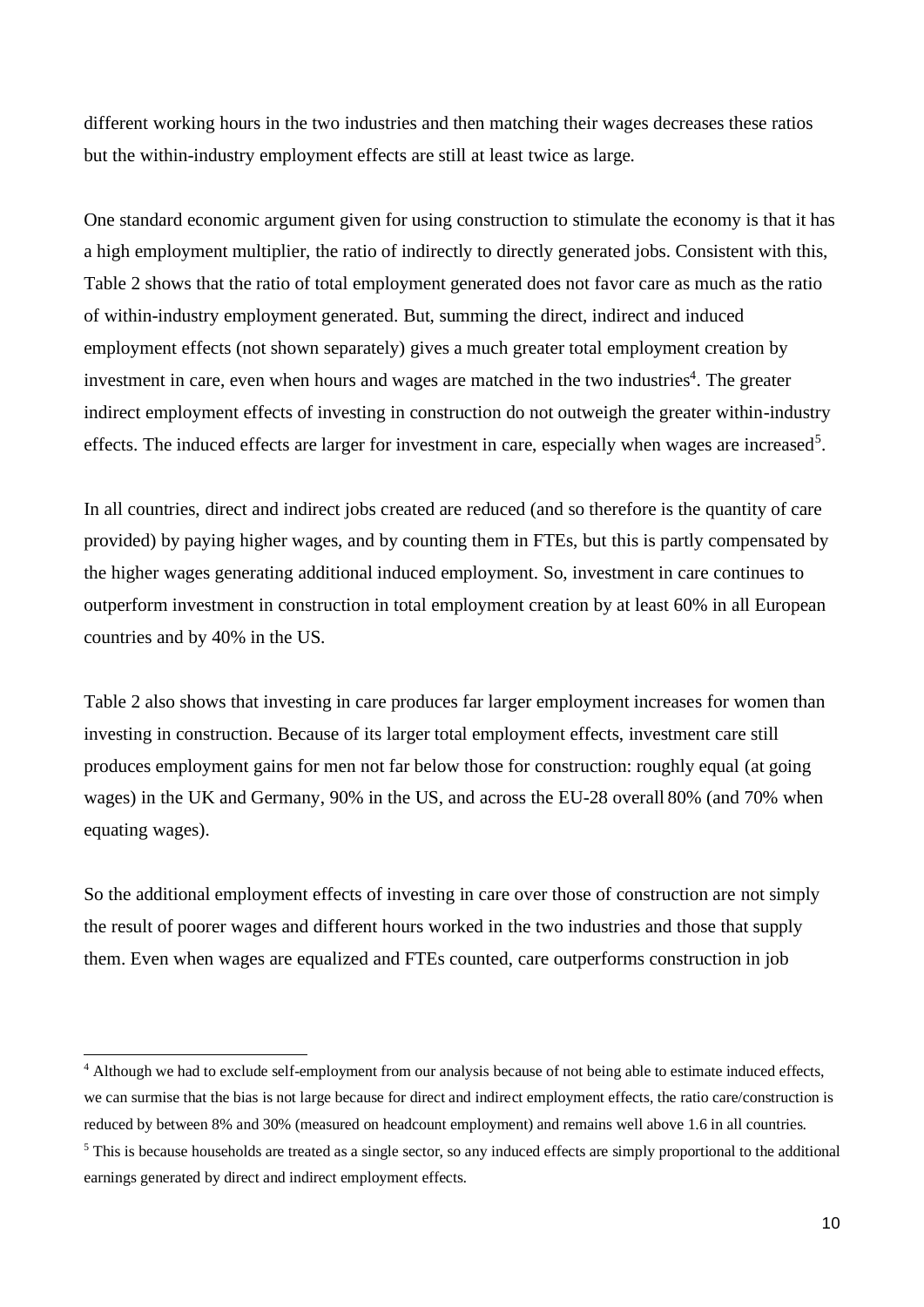different working hours in the two industries and then matching their wages decreases these ratios but the within-industry employment effects are still at least twice as large.

One standard economic argument given for using construction to stimulate the economy is that it has a high employment multiplier, the ratio of indirectly to directly generated jobs. Consistent with this, Table 2 shows that the ratio of total employment generated does not favor care as much as the ratio of within-industry employment generated. But, summing the direct, indirect and induced employment effects (not shown separately) gives a much greater total employment creation by investment in care, even when hours and wages are matched in the two industries[4]. The greater indirect employment effects of investing in construction do not outweigh the greater within-industry effects. The induced effects are larger for investment in care, especially when wages are increased[5].

In all countries, direct and indirect jobs created are reduced (and so therefore is the quantity of care provided) by paying higher wages, and by counting them in FTEs, but this is partly compensated by the higher wages generating additional induced employment. So, investment in care continues to outperform investment in construction in total employment creation by at least 60% in all European countries and by 40% in the US.

Table 2 also shows that investing in care produces far larger employment increases for women than investing in construction. Because of its larger total employment effects, investment care still produces employment gains for men not far below those for construction: roughly equal (at going wages) in the UK and Germany, 90% in the US, and across the EU-28 overall 80% (and 70% when equating wages).

So the additional employment effects of investing in care over those of construction are not simply the result of poorer wages and different hours worked in the two industries and those that supply them. Even when wages are equalized and FTEs counted, care outperforms construction in job

[4] Although we had to exclude self-employment from our analysis because of not being able to estimate induced effects, we can surmise that the bias is not large because for direct and indirect employment effects, the ratio care/construction is reduced by between 8% and 30% (measured on headcount employment) and remains well above 1.6 in all countries.

[5] This is because households are treated as a single sector, so any induced effects are simply proportional to the additional earnings generated by direct and indirect employment effects.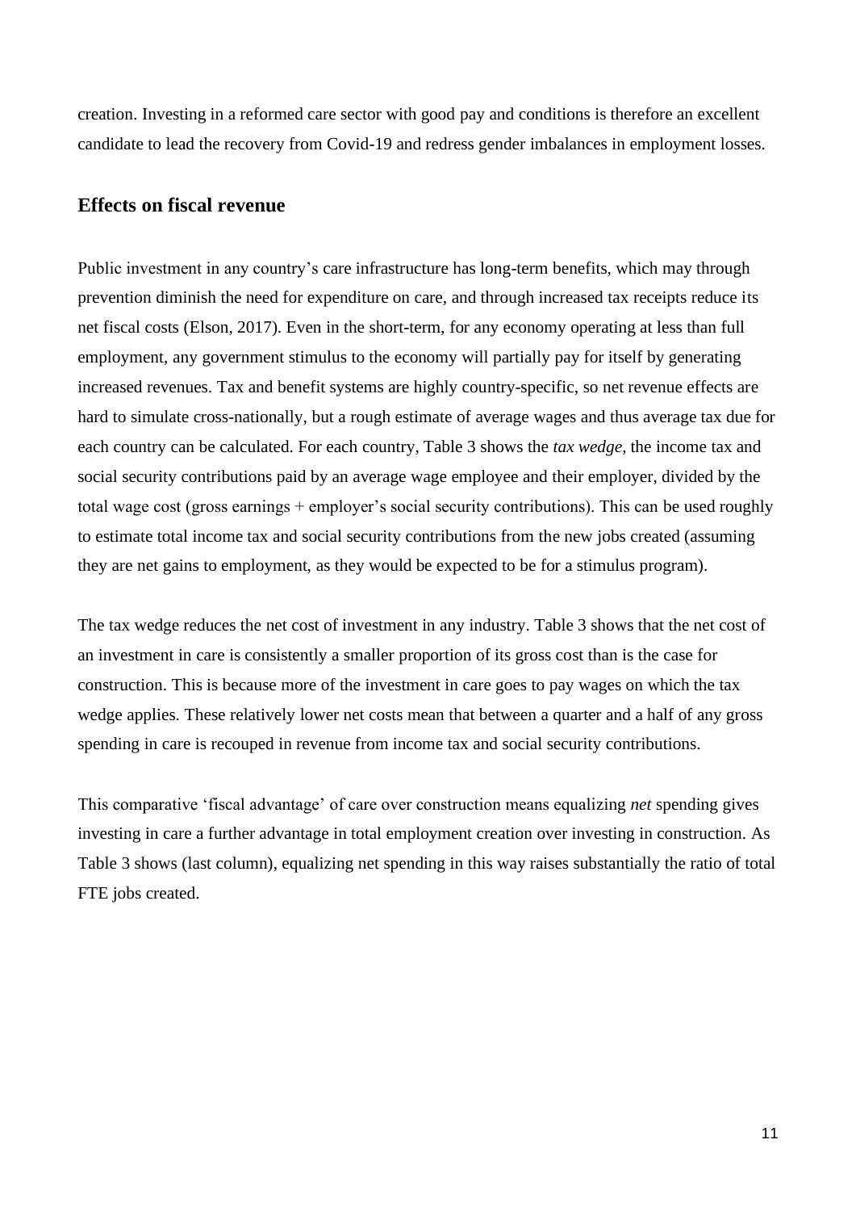creation. Investing in a reformed care sector with good pay and conditions is therefore an excellent candidate to lead the recovery from Covid-19 and redress gender imbalances in employment losses.

## Effects on fiscal revenue

Public investment in any country's care infrastructure has long-term benefits, which may through prevention diminish the need for expenditure on care, and through increased tax receipts reduce its net fiscal costs (Elson, 2017). Even in the short-term, for any economy operating at less than full employment, any government stimulus to the economy will partially pay for itself by generating increased revenues. Tax and benefit systems are highly country-specific, so net revenue effects are hard to simulate cross-nationally, but a rough estimate of average wages and thus average tax due for each country can be calculated. For each country, Table 3 shows the *tax wedge*, the income tax and social security contributions paid by an average wage employee and their employer, divided by the total wage cost (gross earnings + employer's social security contributions). This can be used roughly to estimate total income tax and social security contributions from the new jobs created (assuming they are net gains to employment, as they would be expected to be for a stimulus program).

The tax wedge reduces the net cost of investment in any industry. Table 3 shows that the net cost of an investment in care is consistently a smaller proportion of its gross cost than is the case for construction. This is because more of the investment in care goes to pay wages on which the tax wedge applies. These relatively lower net costs mean that between a quarter and a half of any gross spending in care is recouped in revenue from income tax and social security contributions.

This comparative 'fiscal advantage' of care over construction means equalizing *net* spending gives investing in care a further advantage in total employment creation over investing in construction. As Table 3 shows (last column), equalizing net spending in this way raises substantially the ratio of total FTE jobs created.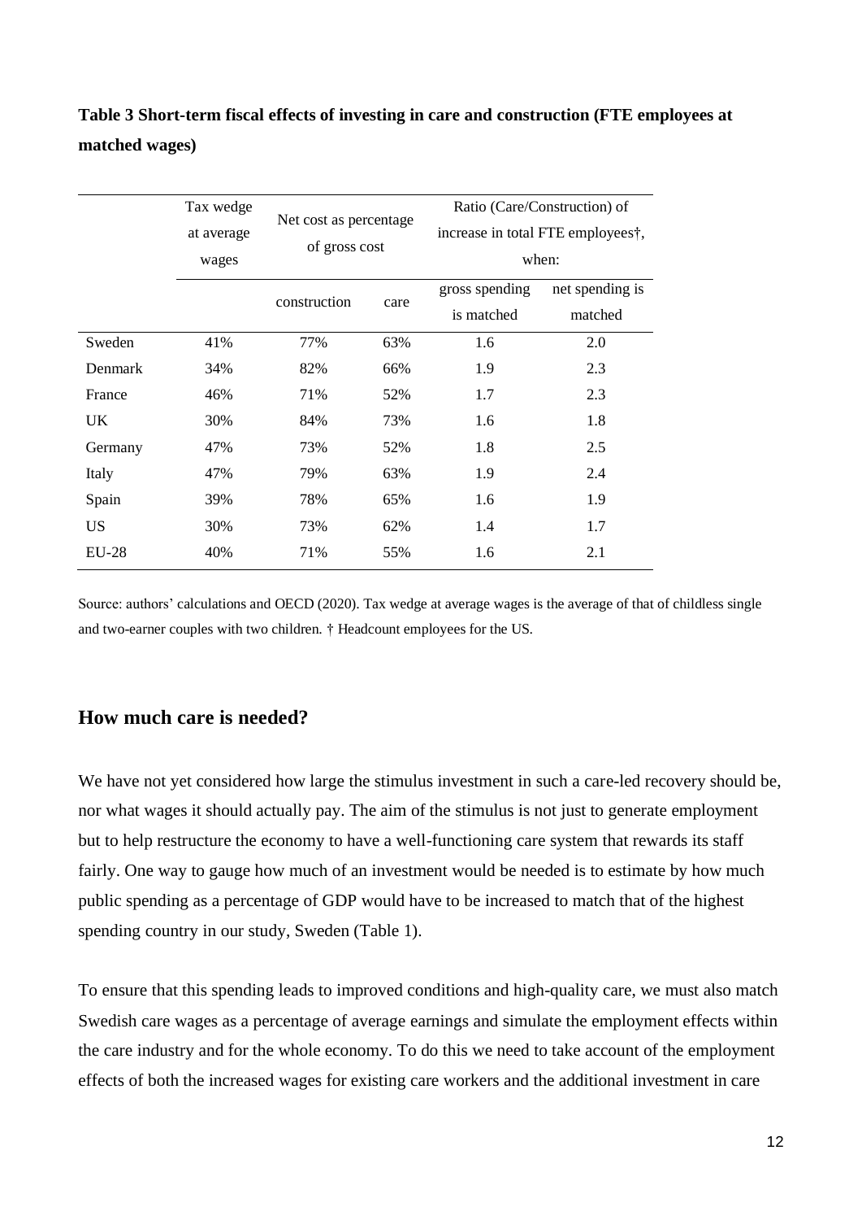**Table 3 Short-term fiscal effects of investing in care and construction (FTE employees at matched wages)**

| | Tax wedge at average wages | Net cost as percentage of gross cost | | Ratio (Care/Construction) of increase in total FTE employees†, when: | |
|---|---|---|---|---|---|
| | | construction | care | gross spending is matched | net spending is matched |
| Sweden | 41% | 77% | 63% | 1.6 | 2.0 |
| Denmark | 34% | 82% | 66% | 1.9 | 2.3 |
| France | 46% | 71% | 52% | 1.7 | 2.3 |
| UK | 30% | 84% | 73% | 1.6 | 1.8 |
| Germany | 47% | 73% | 52% | 1.8 | 2.5 |
| Italy | 47% | 79% | 63% | 1.9 | 2.4 |
| Spain | 39% | 78% | 65% | 1.6 | 1.9 |
| US | 30% | 73% | 62% | 1.4 | 1.7 |
| EU-28 | 40% | 71% | 55% | 1.6 | 2.1 |

Source: authors' calculations and OECD (2020). Tax wedge at average wages is the average of that of childless single and two-earner couples with two children. † Headcount employees for the US.

## How much care is needed?

We have not yet considered how large the stimulus investment in such a care-led recovery should be, nor what wages it should actually pay. The aim of the stimulus is not just to generate employment but to help restructure the economy to have a well-functioning care system that rewards its staff fairly. One way to gauge how much of an investment would be needed is to estimate by how much public spending as a percentage of GDP would have to be increased to match that of the highest spending country in our study, Sweden (Table 1).

To ensure that this spending leads to improved conditions and high-quality care, we must also match Swedish care wages as a percentage of average earnings and simulate the employment effects within the care industry and for the whole economy. To do this we need to take account of the employment effects of both the increased wages for existing care workers and the additional investment in care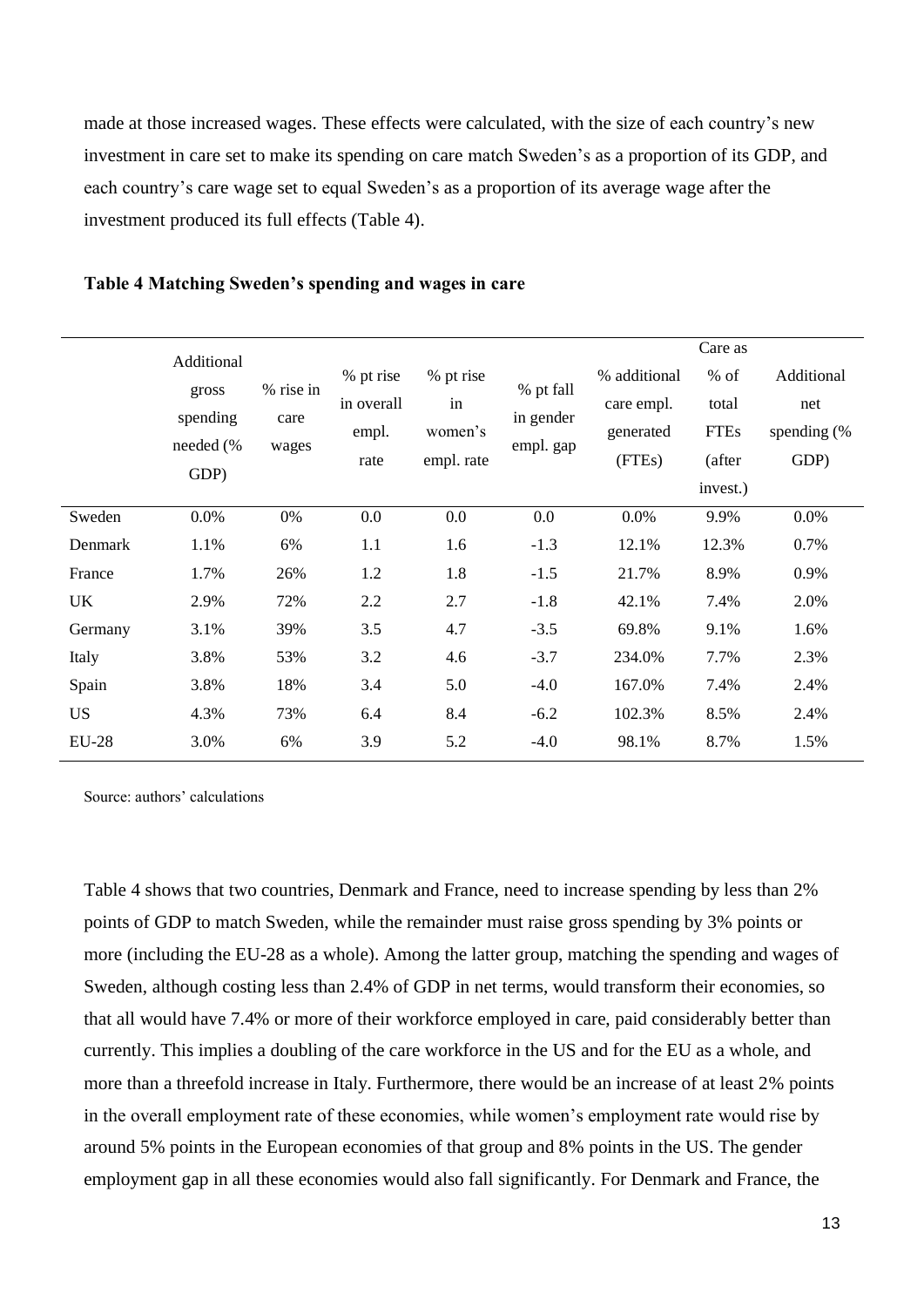made at those increased wages. These effects were calculated, with the size of each country's new investment in care set to make its spending on care match Sweden's as a proportion of its GDP, and each country's care wage set to equal Sweden's as a proportion of its average wage after the investment produced its full effects (Table 4).

**Table 4 Matching Sweden's spending and wages in care**

| | Additional gross spending needed (% GDP) | % rise in care wages | % pt rise in overall empl. rate | % pt rise in women's empl. rate | % pt fall in gender empl. gap | % additional care empl. generated (FTEs) | Care as % of total FTEs (after invest.) | Additional net spending (% GDP) |
|---|---|---|---|---|---|---|---|---|
| Sweden | 0.0% | 0% | 0.0 | 0.0 | 0.0 | 0.0% | 9.9% | 0.0% |
| Denmark | 1.1% | 6% | 1.1 | 1.6 | -1.3 | 12.1% | 12.3% | 0.7% |
| France | 1.7% | 26% | 1.2 | 1.8 | -1.5 | 21.7% | 8.9% | 0.9% |
| UK | 2.9% | 72% | 2.2 | 2.7 | -1.8 | 42.1% | 7.4% | 2.0% |
| Germany | 3.1% | 39% | 3.5 | 4.7 | -3.5 | 69.8% | 9.1% | 1.6% |
| Italy | 3.8% | 53% | 3.2 | 4.6 | -3.7 | 234.0% | 7.7% | 2.3% |
| Spain | 3.8% | 18% | 3.4 | 5.0 | -4.0 | 167.0% | 7.4% | 2.4% |
| US | 4.3% | 73% | 6.4 | 8.4 | -6.2 | 102.3% | 8.5% | 2.4% |
| EU-28 | 3.0% | 6% | 3.9 | 5.2 | -4.0 | 98.1% | 8.7% | 1.5% |

Source: authors' calculations

Table 4 shows that two countries, Denmark and France, need to increase spending by less than 2% points of GDP to match Sweden, while the remainder must raise gross spending by 3% points or more (including the EU-28 as a whole). Among the latter group, matching the spending and wages of Sweden, although costing less than 2.4% of GDP in net terms, would transform their economies, so that all would have 7.4% or more of their workforce employed in care, paid considerably better than currently. This implies a doubling of the care workforce in the US and for the EU as a whole, and more than a threefold increase in Italy. Furthermore, there would be an increase of at least 2% points in the overall employment rate of these economies, while women's employment rate would rise by around 5% points in the European economies of that group and 8% points in the US. The gender employment gap in all these economies would also fall significantly. For Denmark and France, the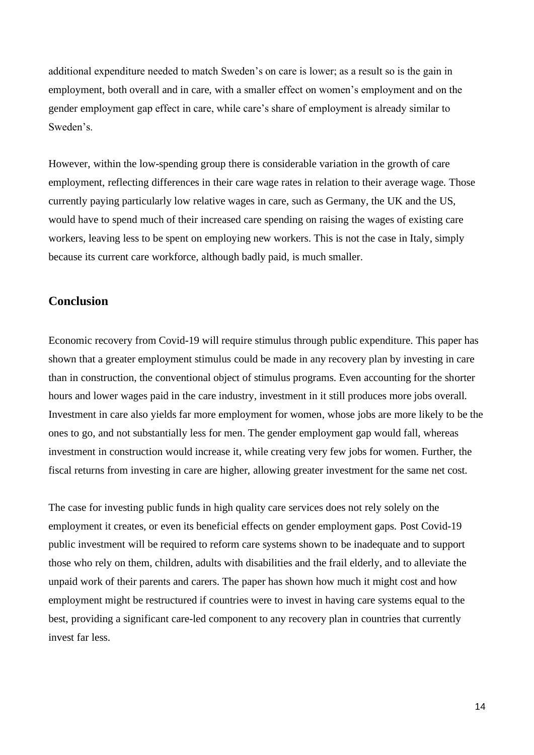additional expenditure needed to match Sweden's on care is lower; as a result so is the gain in employment, both overall and in care, with a smaller effect on women's employment and on the gender employment gap effect in care, while care's share of employment is already similar to Sweden's.

However, within the low-spending group there is considerable variation in the growth of care employment, reflecting differences in their care wage rates in relation to their average wage. Those currently paying particularly low relative wages in care, such as Germany, the UK and the US, would have to spend much of their increased care spending on raising the wages of existing care workers, leaving less to be spent on employing new workers. This is not the case in Italy, simply because its current care workforce, although badly paid, is much smaller.

## Conclusion

Economic recovery from Covid-19 will require stimulus through public expenditure. This paper has shown that a greater employment stimulus could be made in any recovery plan by investing in care than in construction, the conventional object of stimulus programs. Even accounting for the shorter hours and lower wages paid in the care industry, investment in it still produces more jobs overall. Investment in care also yields far more employment for women, whose jobs are more likely to be the ones to go, and not substantially less for men. The gender employment gap would fall, whereas investment in construction would increase it, while creating very few jobs for women. Further, the fiscal returns from investing in care are higher, allowing greater investment for the same net cost.

The case for investing public funds in high quality care services does not rely solely on the employment it creates, or even its beneficial effects on gender employment gaps. Post Covid-19 public investment will be required to reform care systems shown to be inadequate and to support those who rely on them, children, adults with disabilities and the frail elderly, and to alleviate the unpaid work of their parents and carers. The paper has shown how much it might cost and how employment might be restructured if countries were to invest in having care systems equal to the best, providing a significant care-led component to any recovery plan in countries that currently invest far less.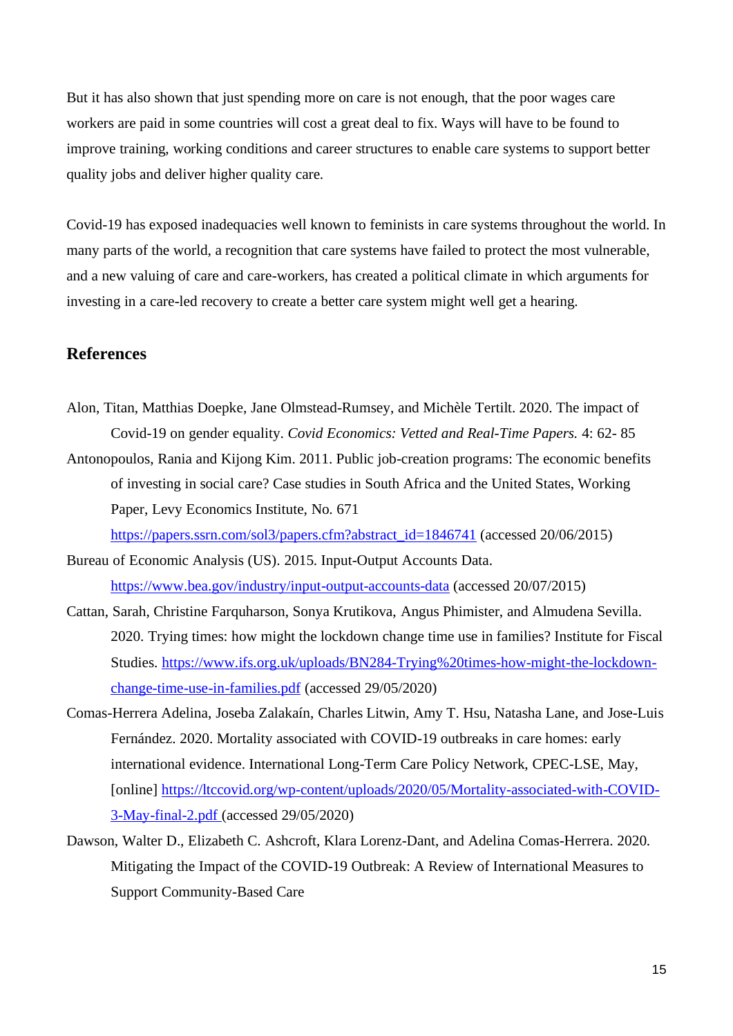But it has also shown that just spending more on care is not enough, that the poor wages care workers are paid in some countries will cost a great deal to fix. Ways will have to be found to improve training, working conditions and career structures to enable care systems to support better quality jobs and deliver higher quality care.

Covid-19 has exposed inadequacies well known to feminists in care systems throughout the world. In many parts of the world, a recognition that care systems have failed to protect the most vulnerable, and a new valuing of care and care-workers, has created a political climate in which arguments for investing in a care-led recovery to create a better care system might well get a hearing.

## References

Alon, Titan, Matthias Doepke, Jane Olmstead-Rumsey, and Michèle Tertilt. 2020. The impact of Covid-19 on gender equality. *Covid Economics: Vetted and Real-Time Papers.* 4: 62- 85

Antonopoulos, Rania and Kijong Kim. 2011. Public job-creation programs: The economic benefits of investing in social care? Case studies in South Africa and the United States, Working Paper, Levy Economics Institute, No. 671 https://papers.ssrn.com/sol3/papers.cfm?abstract_id=1846741 (accessed 20/06/2015)

Bureau of Economic Analysis (US). 2015. Input-Output Accounts Data. https://www.bea.gov/industry/input-output-accounts-data (accessed 20/07/2015)

Cattan, Sarah, Christine Farquharson, Sonya Krutikova, Angus Phimister, and Almudena Sevilla. 2020. Trying times: how might the lockdown change time use in families? Institute for Fiscal Studies. https://www.ifs.org.uk/uploads/BN284-Trying%20times-how-might-the-lockdown-change-time-use-in-families.pdf (accessed 29/05/2020)

Comas-Herrera Adelina, Joseba Zalakaín, Charles Litwin, Amy T. Hsu, Natasha Lane, and Jose-Luis Fernández. 2020. Mortality associated with COVID-19 outbreaks in care homes: early international evidence. International Long-Term Care Policy Network, CPEC-LSE, May, [online] https://ltccovid.org/wp-content/uploads/2020/05/Mortality-associated-with-COVID-3-May-final-2.pdf (accessed 29/05/2020)

Dawson, Walter D., Elizabeth C. Ashcroft, Klara Lorenz-Dant, and Adelina Comas-Herrera. 2020. Mitigating the Impact of the COVID-19 Outbreak: A Review of International Measures to Support Community-Based Care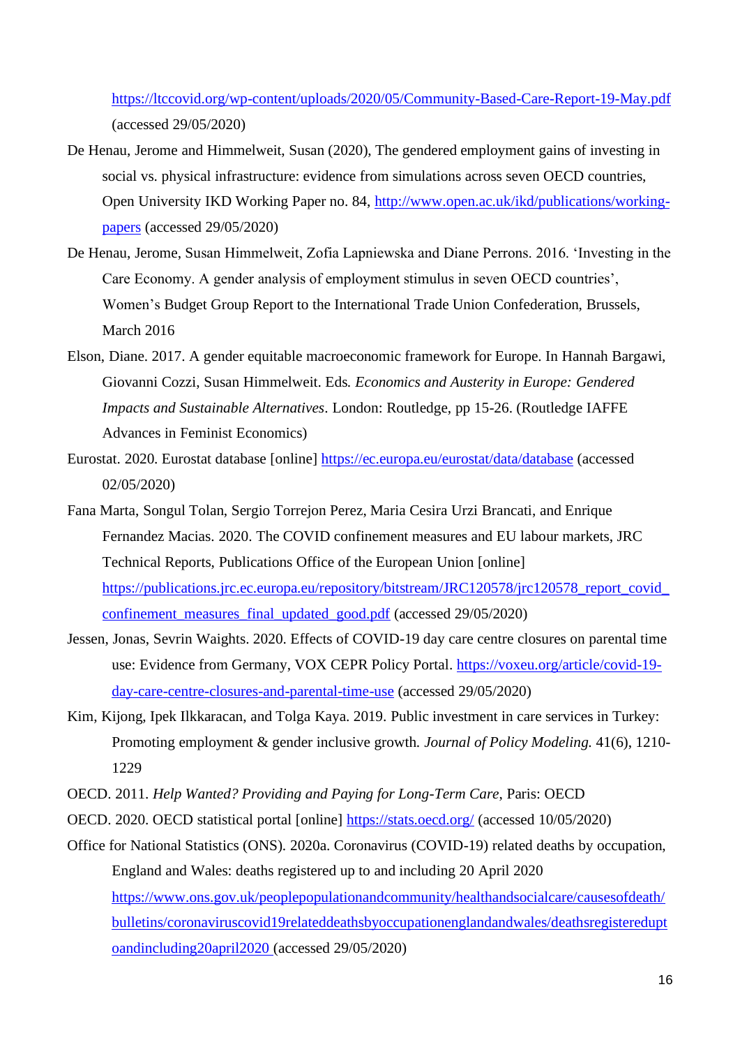https://ltccovid.org/wp-content/uploads/2020/05/Community-Based-Care-Report-19-May.pdf (accessed 29/05/2020)

De Henau, Jerome and Himmelweit, Susan (2020), The gendered employment gains of investing in social vs. physical infrastructure: evidence from simulations across seven OECD countries, Open University IKD Working Paper no. 84, http://www.open.ac.uk/ikd/publications/working-papers (accessed 29/05/2020)

De Henau, Jerome, Susan Himmelweit, Zofia Lapniewska and Diane Perrons. 2016. 'Investing in the Care Economy. A gender analysis of employment stimulus in seven OECD countries', Women's Budget Group Report to the International Trade Union Confederation, Brussels, March 2016

Elson, Diane. 2017. A gender equitable macroeconomic framework for Europe. In Hannah Bargawi, Giovanni Cozzi, Susan Himmelweit. Eds. *Economics and Austerity in Europe: Gendered Impacts and Sustainable Alternatives*. London: Routledge, pp 15-26. (Routledge IAFFE Advances in Feminist Economics)

Eurostat. 2020. Eurostat database [online] https://ec.europa.eu/eurostat/data/database (accessed 02/05/2020)

Fana Marta, Songul Tolan, Sergio Torrejon Perez, Maria Cesira Urzi Brancati, and Enrique Fernandez Macias. 2020. The COVID confinement measures and EU labour markets, JRC Technical Reports, Publications Office of the European Union [online] https://publications.jrc.ec.europa.eu/repository/bitstream/JRC120578/jrc120578_report_covid_confinement_measures_final_updated_good.pdf (accessed 29/05/2020)

Jessen, Jonas, Sevrin Waights. 2020. Effects of COVID-19 day care centre closures on parental time use: Evidence from Germany, VOX CEPR Policy Portal. https://voxeu.org/article/covid-19-day-care-centre-closures-and-parental-time-use (accessed 29/05/2020)

Kim, Kijong, Ipek Ilkkaracan, and Tolga Kaya. 2019. Public investment in care services in Turkey: Promoting employment & gender inclusive growth. *Journal of Policy Modeling.* 41(6), 1210-1229

OECD. 2011. *Help Wanted? Providing and Paying for Long-Term Care*, Paris: OECD

OECD. 2020. OECD statistical portal [online] https://stats.oecd.org/ (accessed 10/05/2020)

Office for National Statistics (ONS). 2020a. Coronavirus (COVID-19) related deaths by occupation, England and Wales: deaths registered up to and including 20 April 2020 https://www.ons.gov.uk/peoplepopulationandcommunity/healthandsocialcare/causesofdeath/bulletins/coronaviruscovid19relateddeathsbyoccupationenglandandwales/deathsregistereduptoandincluding20april2020 (accessed 29/05/2020)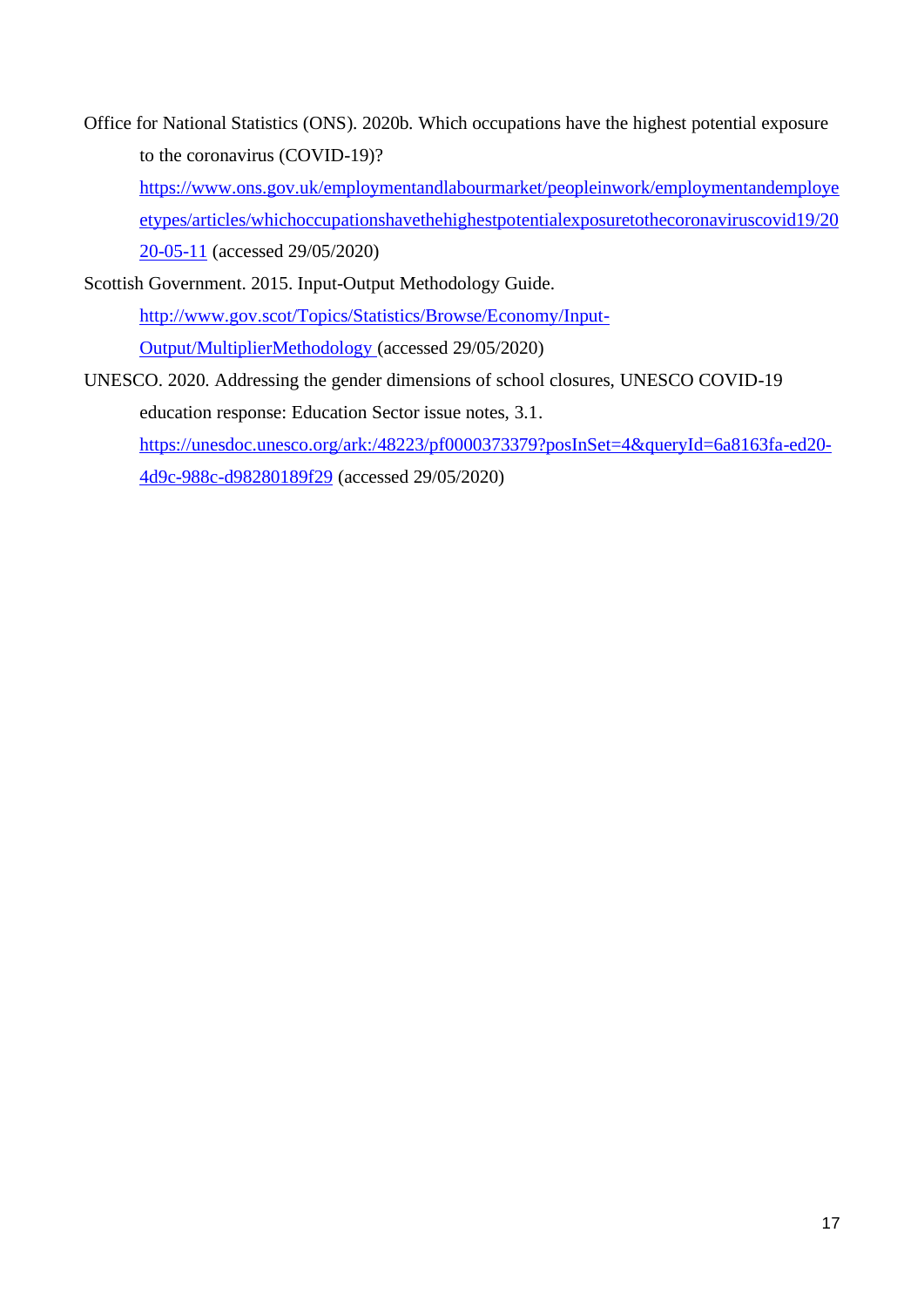Office for National Statistics (ONS). 2020b. Which occupations have the highest potential exposure to the coronavirus (COVID-19)? https://www.ons.gov.uk/employmentandlabourmarket/peopleinwork/employmentandemployeetypes/articles/whichoccupationshavethehighestpotentialexposuretothecoronaviruscovid19/2020-05-11 (accessed 29/05/2020)

Scottish Government. 2015. Input-Output Methodology Guide. http://www.gov.scot/Topics/Statistics/Browse/Economy/Input-Output/MultiplierMethodology (accessed 29/05/2020)

UNESCO. 2020. Addressing the gender dimensions of school closures, UNESCO COVID-19 education response: Education Sector issue notes, 3.1. https://unesdoc.unesco.org/ark:/48223/pf0000373379?posInSet=4&queryId=6a8163fa-ed20-4d9c-988c-d98280189f29 (accessed 29/05/2020)